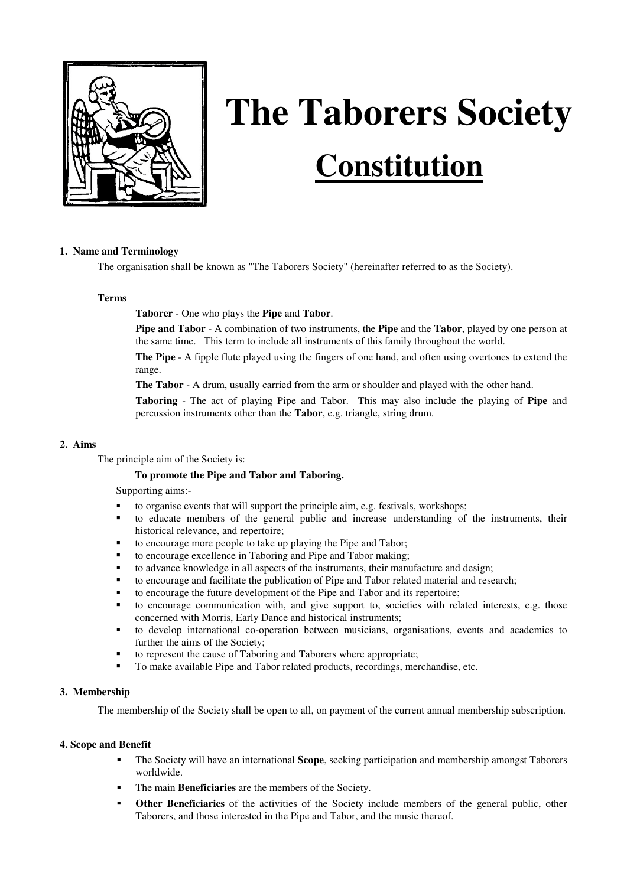# The Taborers Society

## Constitution

### 1. Name and Terminology

The organisation shall be known as "The Taborers Society" (hereinafter referred to as the Society).

**Terms**

**Taborer** - One who plays the **Pipe** and **Tabor**.

**Pipe and Tabor** - A combination of two instruments, the **Pipe** and the **Tabor**, played by one person at the same time. This term to include all instruments of this family throughout the world.

**The Pipe** - A fipple flute played using the fingers of one hand, and often using overtones to extend the range.

**The Tabor** - A drum, usually carried from the arm or shoulder and played with the other hand.

**Taboring** - The act of playing Pipe and Tabor. This may also include the playing of **Pipe** and percussion instruments other than the **Tabor**, e.g. triangle, string drum.

### 2. Aims

The principle aim of the Society is:

**To promote the Pipe and Tabor and Taboring.**

Supporting aims:-

- to organise events that will support the principle aim, e.g. festivals, workshops;
- to educate members of the general public and increase understanding of the instruments, their historical relevance, and repertoire;
- to encourage more people to take up playing the Pipe and Tabor;
- to encourage excellence in Taboring and Pipe and Tabor making;
- to advance knowledge in all aspects of the instruments, their manufacture and design;
- to encourage and facilitate the publication of Pipe and Tabor related material and research;
- to encourage the future development of the Pipe and Tabor and its repertoire;
- to encourage communication with, and give support to, societies with related interests, e.g. those concerned with Morris, Early Dance and historical instruments;
- to develop international co-operation between musicians, organisations, events and academics to further the aims of the Society;
- to represent the cause of Taboring and Taborers where appropriate;
- To make available Pipe and Tabor related products, recordings, merchandise, etc.

### 3. Membership

The membership of the Society shall be open to all, on payment of the current annual membership subscription.

### 4. Scope and Benefit

- The Society will have an international **Scope**, seeking participation and membership amongst Taborers worldwide.
- The main **Beneficiaries** are the members of the Society.
- **Other Beneficiaries** of the activities of the Society include members of the general public, other Taborers, and those interested in the Pipe and Tabor, and the music thereof.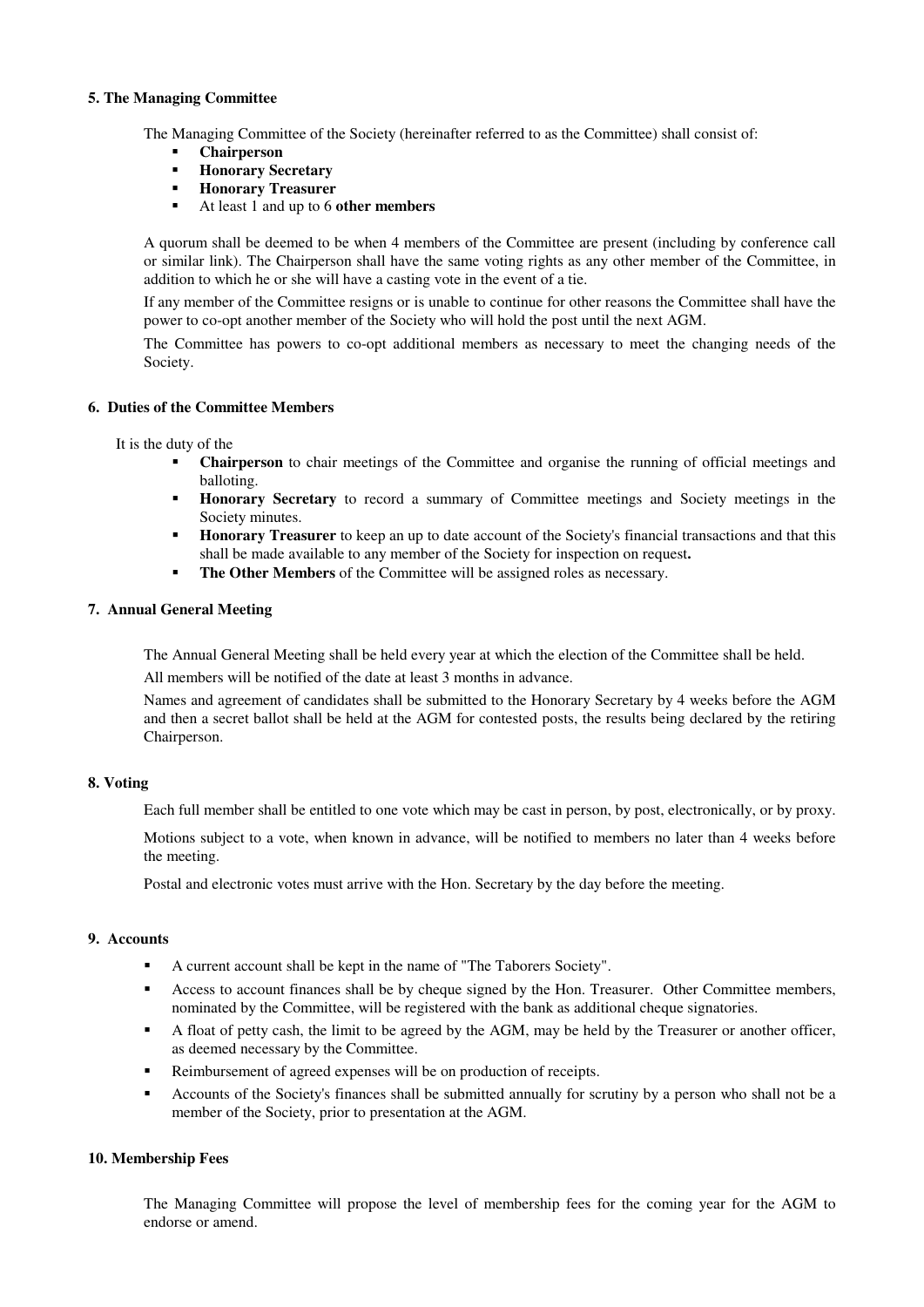### 5. The Managing Committee

The Managing Committee of the Society (hereinafter referred to as the Committee) shall consist of:

- **Chairperson**
- **Honorary Secretary**
- **Honorary Treasurer**
- At least 1 and up to 6 **other members**

A quorum shall be deemed to be when 4 members of the Committee are present (including by conference call or similar link). The Chairperson shall have the same voting rights as any other member of the Committee, in addition to which he or she will have a casting vote in the event of a tie.

If any member of the Committee resigns or is unable to continue for other reasons the Committee shall have the power to co-opt another member of the Society who will hold the post until the next AGM.

The Committee has powers to co-opt additional members as necessary to meet the changing needs of the Society.

### 6. Duties of the Committee Members

It is the duty of the

- **Chairperson** to chair meetings of the Committee and organise the running of official meetings and balloting.
- **Honorary Secretary** to record a summary of Committee meetings and Society meetings in the Society minutes.
- **Honorary Treasurer** to keep an up to date account of the Society's financial transactions and that this shall be made available to any member of the Society for inspection on request**.**
- **The Other Members** of the Committee will be assigned roles as necessary.

### 7. Annual General Meeting

The Annual General Meeting shall be held every year at which the election of the Committee shall be held.

All members will be notified of the date at least 3 months in advance.

Names and agreement of candidates shall be submitted to the Honorary Secretary by 4 weeks before the AGM and then a secret ballot shall be held at the AGM for contested posts, the results being declared by the retiring Chairperson.

### 8. Voting

Each full member shall be entitled to one vote which may be cast in person, by post, electronically, or by proxy.

Motions subject to a vote, when known in advance, will be notified to members no later than 4 weeks before the meeting.

Postal and electronic votes must arrive with the Hon. Secretary by the day before the meeting.

### 9. Accounts

- A current account shall be kept in the name of "The Taborers Society".
- Access to account finances shall be by cheque signed by the Hon. Treasurer. Other Committee members, nominated by the Committee, will be registered with the bank as additional cheque signatories.
- A float of petty cash, the limit to be agreed by the AGM, may be held by the Treasurer or another officer, as deemed necessary by the Committee.
- Reimbursement of agreed expenses will be on production of receipts.
- Accounts of the Society's finances shall be submitted annually for scrutiny by a person who shall not be a member of the Society, prior to presentation at the AGM.

### 10. Membership Fees

The Managing Committee will propose the level of membership fees for the coming year for the AGM to endorse or amend.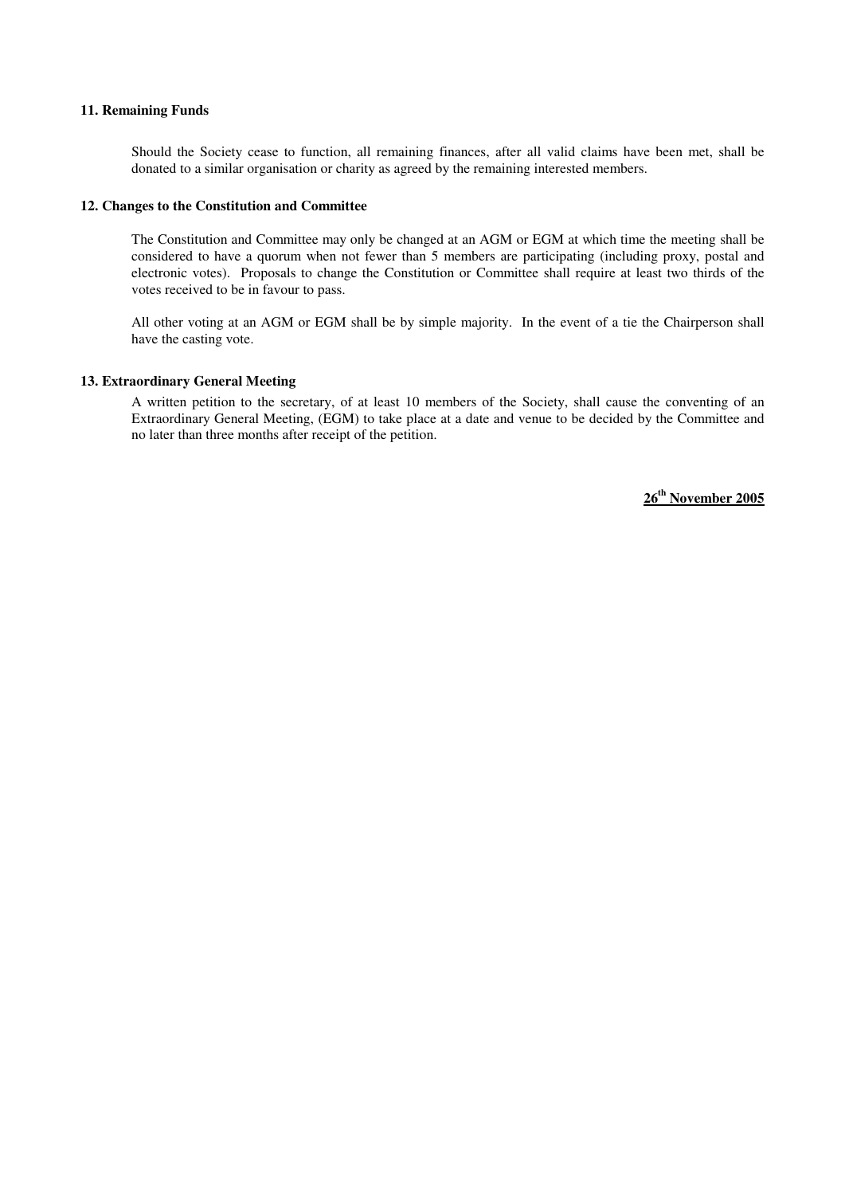### 11. Remaining Funds

Should the Society cease to function, all remaining finances, after all valid claims have been met, shall be donated to a similar organisation or charity as agreed by the remaining interested members.

### 12. Changes to the Constitution and Committee

The Constitution and Committee may only be changed at an AGM or EGM at which time the meeting shall be considered to have a quorum when not fewer than 5 members are participating (including proxy, postal and electronic votes). Proposals to change the Constitution or Committee shall require at least two thirds of the votes received to be in favour to pass.

All other voting at an AGM or EGM shall be by simple majority. In the event of a tie the Chairperson shall have the casting vote.

### 13. Extraordinary General Meeting

A written petition to the secretary, of at least 10 members of the Society, shall cause the conventing of an Extraordinary General Meeting, (EGM) to take place at a date and venue to be decided by the Committee and no later than three months after receipt of the petition.

**26th November 2005**